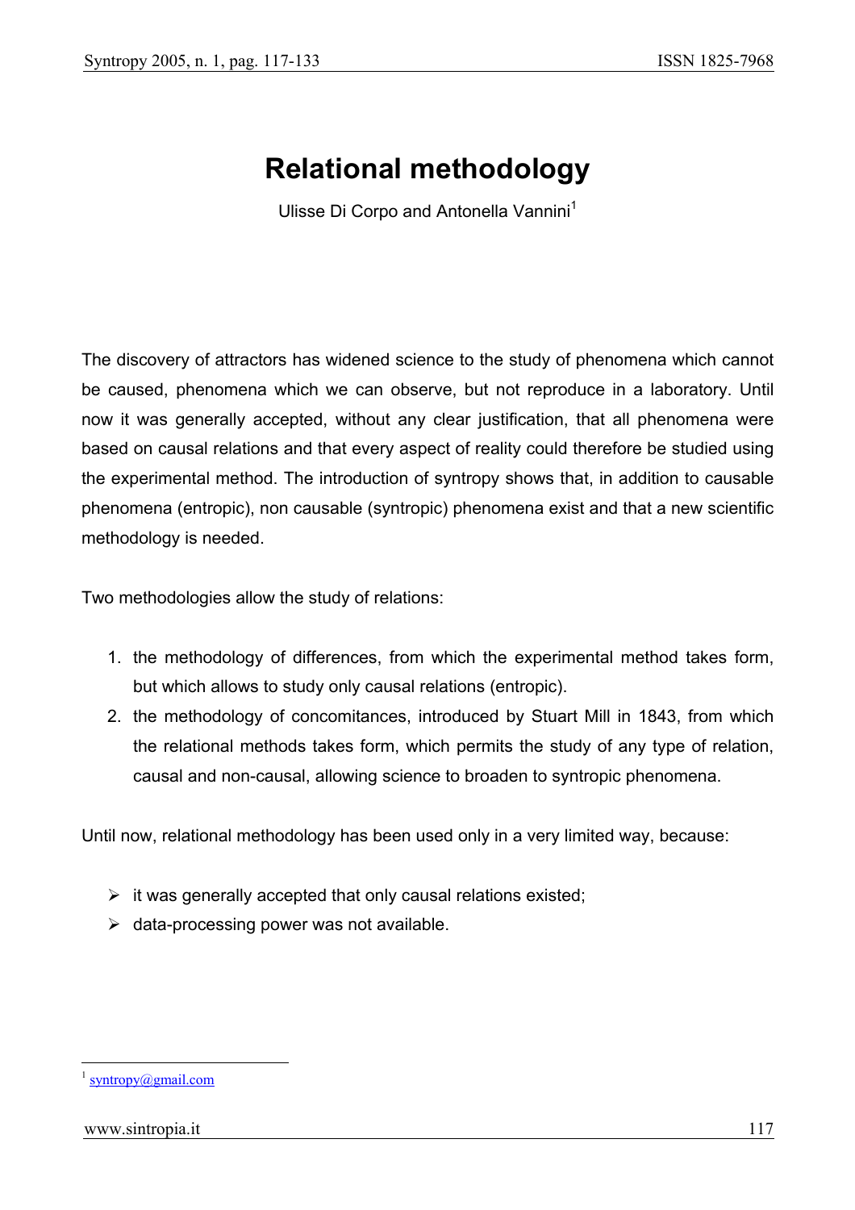# Relational methodology

Ulisse Di Corpo and Antonella Vannini[1]

The discovery of attractors has widened science to the study of phenomena which cannot be caused, phenomena which we can observe, but not reproduce in a laboratory. Until now it was generally accepted, without any clear justification, that all phenomena were based on causal relations and that every aspect of reality could therefore be studied using the experimental method. The introduction of syntropy shows that, in addition to causable phenomena (entropic), non causable (syntropic) phenomena exist and that a new scientific methodology is needed.

Two methodologies allow the study of relations:

1. the methodology of differences, from which the experimental method takes form, but which allows to study only causal relations (entropic).
2. the methodology of concomitances, introduced by Stuart Mill in 1843, from which the relational methods takes form, which permits the study of any type of relation, causal and non-causal, allowing science to broaden to syntropic phenomena.

Until now, relational methodology has been used only in a very limited way, because:

- it was generally accepted that only causal relations existed;
- data-processing power was not available.

[1] syntropy@gmail.com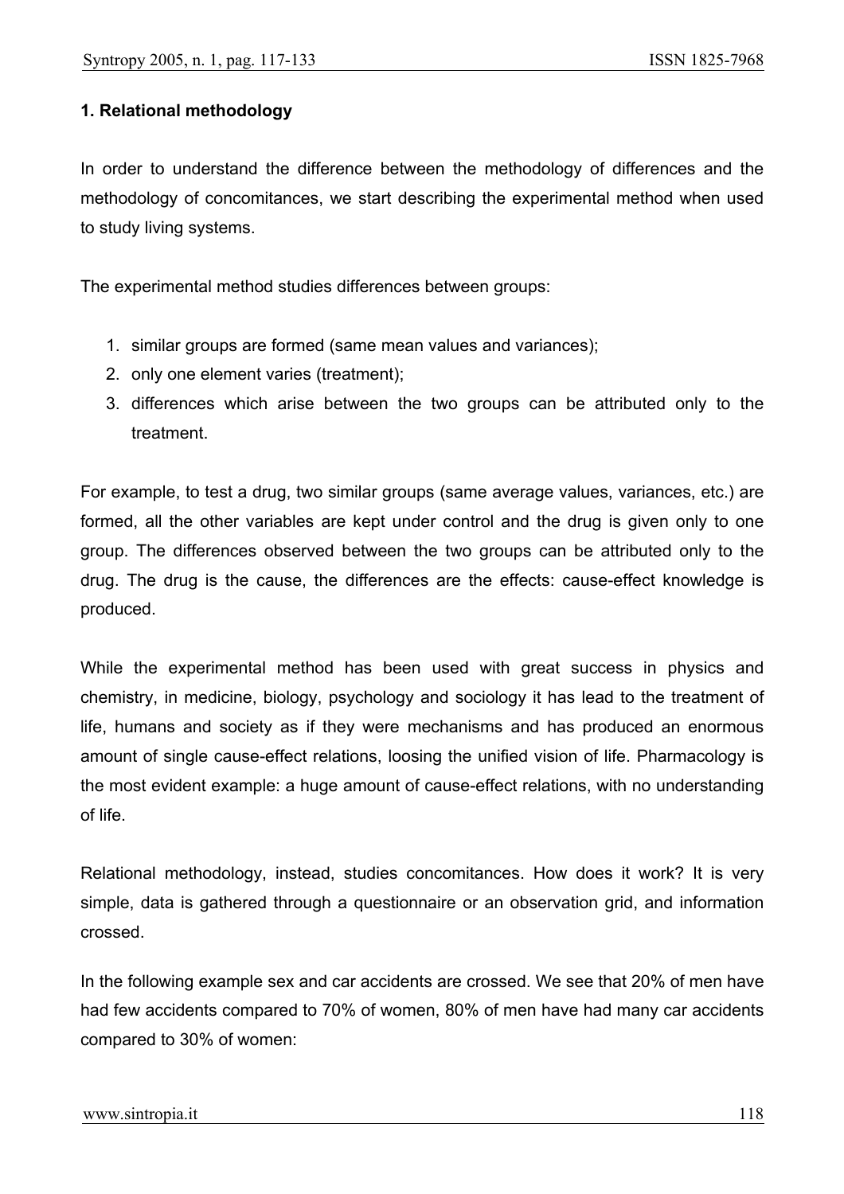## 1. Relational methodology

In order to understand the difference between the methodology of differences and the methodology of concomitances, we start describing the experimental method when used to study living systems.

The experimental method studies differences between groups:

1. similar groups are formed (same mean values and variances);
2. only one element varies (treatment);
3. differences which arise between the two groups can be attributed only to the treatment.

For example, to test a drug, two similar groups (same average values, variances, etc.) are formed, all the other variables are kept under control and the drug is given only to one group. The differences observed between the two groups can be attributed only to the drug. The drug is the cause, the differences are the effects: cause-effect knowledge is produced.

While the experimental method has been used with great success in physics and chemistry, in medicine, biology, psychology and sociology it has lead to the treatment of life, humans and society as if they were mechanisms and has produced an enormous amount of single cause-effect relations, loosing the unified vision of life. Pharmacology is the most evident example: a huge amount of cause-effect relations, with no understanding of life.

Relational methodology, instead, studies concomitances. How does it work? It is very simple, data is gathered through a questionnaire or an observation grid, and information crossed.

In the following example sex and car accidents are crossed. We see that 20% of men have had few accidents compared to 70% of women, 80% of men have had many car accidents compared to 30% of women: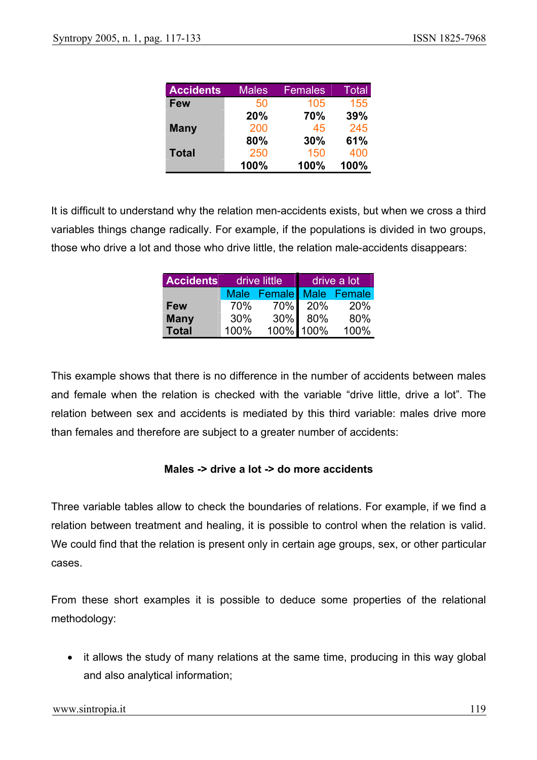| Accidents | Males | Females | Total |
|---|---|---|---|
| Few | 50 | 105 | 155 |
| | **20%** | **70%** | **39%** |
| Many | 200 | 45 | 245 |
| | **80%** | **30%** | **61%** |
| Total | 250 | 150 | 400 |
| | **100%** | **100%** | **100%** |

It is difficult to understand why the relation men-accidents exists, but when we cross a third variables things change radically. For example, if the populations is divided in two groups, those who drive a lot and those who drive little, the relation male-accidents disappears:

| Accidents | drive little | | drive a lot | |
|---|---|---|---|---|
| | Male | Female | Male | Female |
| Few | 70% | 70% | 20% | 20% |
| Many | 30% | 30% | 80% | 80% |
| Total | 100% | 100% | 100% | 100% |

This example shows that there is no difference in the number of accidents between males and female when the relation is checked with the variable “drive little, drive a lot”. The relation between sex and accidents is mediated by this third variable: males drive more than females and therefore are subject to a greater number of accidents:

**Males -> drive a lot -> do more accidents**

Three variable tables allow to check the boundaries of relations. For example, if we find a relation between treatment and healing, it is possible to control when the relation is valid. We could find that the relation is present only in certain age groups, sex, or other particular cases.

From these short examples it is possible to deduce some properties of the relational methodology:

- it allows the study of many relations at the same time, producing in this way global and also analytical information;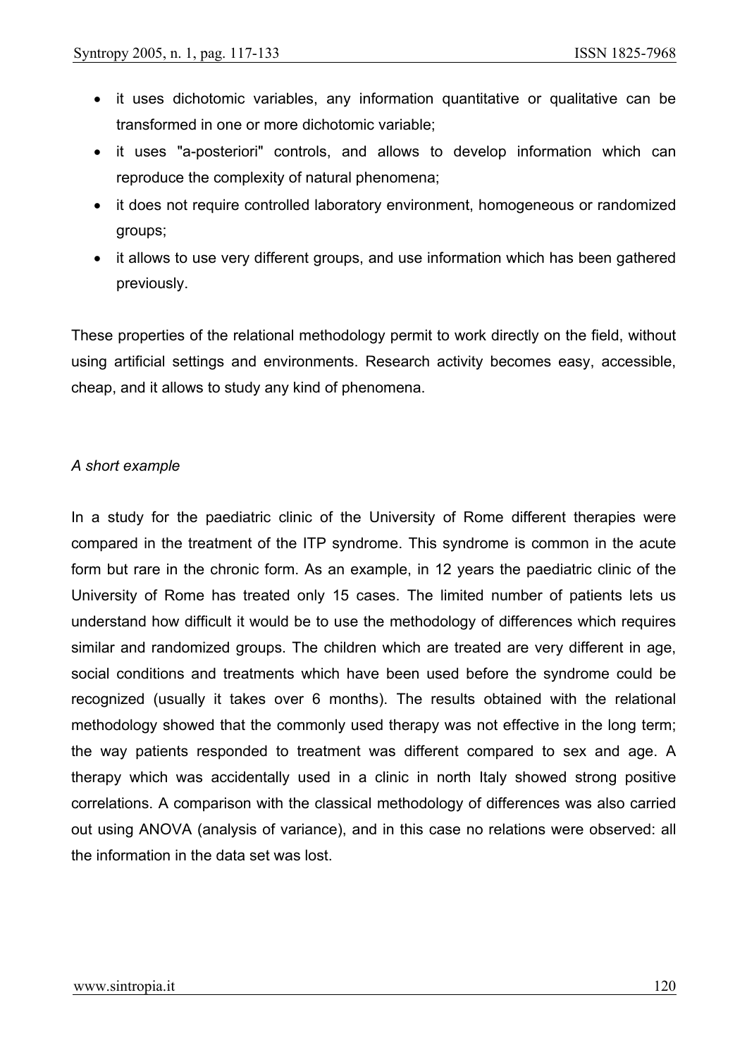- it uses dichotomic variables, any information quantitative or qualitative can be transformed in one or more dichotomic variable;
- it uses "a-posteriori" controls, and allows to develop information which can reproduce the complexity of natural phenomena;
- it does not require controlled laboratory environment, homogeneous or randomized groups;
- it allows to use very different groups, and use information which has been gathered previously.

These properties of the relational methodology permit to work directly on the field, without using artificial settings and environments. Research activity becomes easy, accessible, cheap, and it allows to study any kind of phenomena.

*A short example*

In a study for the paediatric clinic of the University of Rome different therapies were compared in the treatment of the ITP syndrome. This syndrome is common in the acute form but rare in the chronic form. As an example, in 12 years the paediatric clinic of the University of Rome has treated only 15 cases. The limited number of patients lets us understand how difficult it would be to use the methodology of differences which requires similar and randomized groups. The children which are treated are very different in age, social conditions and treatments which have been used before the syndrome could be recognized (usually it takes over 6 months). The results obtained with the relational methodology showed that the commonly used therapy was not effective in the long term; the way patients responded to treatment was different compared to sex and age. A therapy which was accidentally used in a clinic in north Italy showed strong positive correlations. A comparison with the classical methodology of differences was also carried out using ANOVA (analysis of variance), and in this case no relations were observed: all the information in the data set was lost.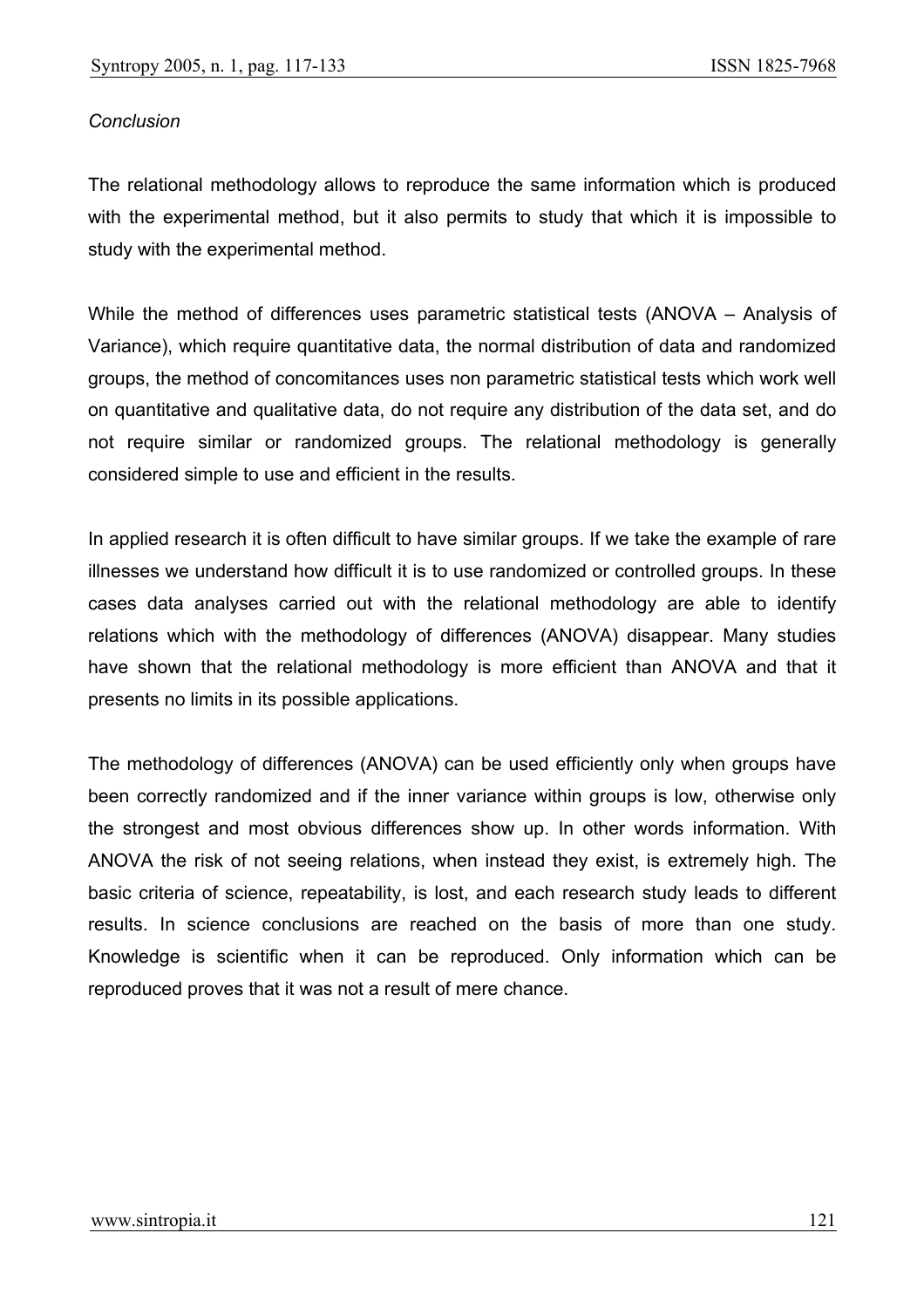*Conclusion*

The relational methodology allows to reproduce the same information which is produced with the experimental method, but it also permits to study that which it is impossible to study with the experimental method.

While the method of differences uses parametric statistical tests (ANOVA – Analysis of Variance), which require quantitative data, the normal distribution of data and randomized groups, the method of concomitances uses non parametric statistical tests which work well on quantitative and qualitative data, do not require any distribution of the data set, and do not require similar or randomized groups. The relational methodology is generally considered simple to use and efficient in the results.

In applied research it is often difficult to have similar groups. If we take the example of rare illnesses we understand how difficult it is to use randomized or controlled groups. In these cases data analyses carried out with the relational methodology are able to identify relations which with the methodology of differences (ANOVA) disappear. Many studies have shown that the relational methodology is more efficient than ANOVA and that it presents no limits in its possible applications.

The methodology of differences (ANOVA) can be used efficiently only when groups have been correctly randomized and if the inner variance within groups is low, otherwise only the strongest and most obvious differences show up. In other words information. With ANOVA the risk of not seeing relations, when instead they exist, is extremely high. The basic criteria of science, repeatability, is lost, and each research study leads to different results. In science conclusions are reached on the basis of more than one study. Knowledge is scientific when it can be reproduced. Only information which can be reproduced proves that it was not a result of mere chance.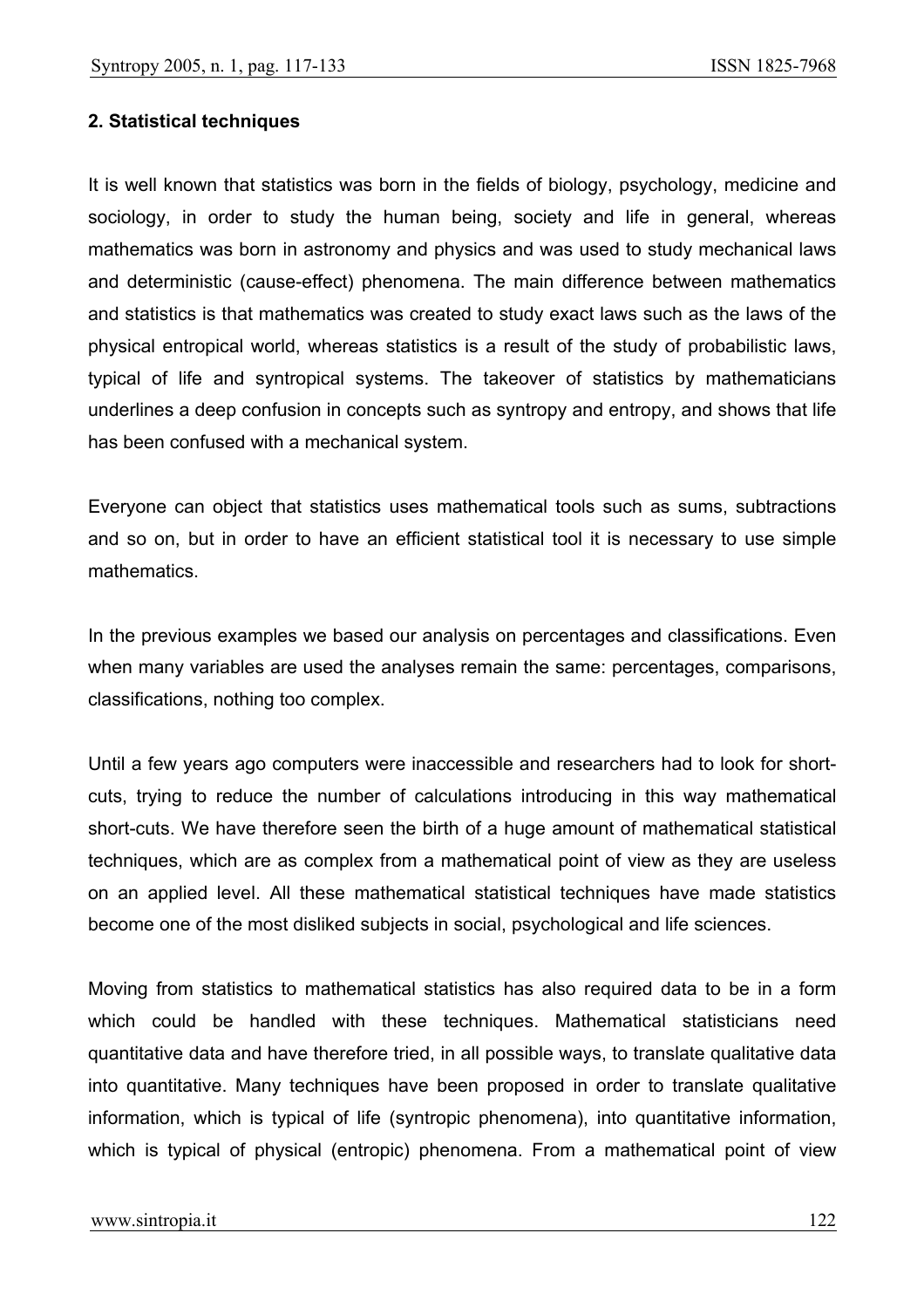**2. Statistical techniques**

It is well known that statistics was born in the fields of biology, psychology, medicine and sociology, in order to study the human being, society and life in general, whereas mathematics was born in astronomy and physics and was used to study mechanical laws and deterministic (cause-effect) phenomena. The main difference between mathematics and statistics is that mathematics was created to study exact laws such as the laws of the physical entropical world, whereas statistics is a result of the study of probabilistic laws, typical of life and syntropical systems. The takeover of statistics by mathematicians underlines a deep confusion in concepts such as syntropy and entropy, and shows that life has been confused with a mechanical system.

Everyone can object that statistics uses mathematical tools such as sums, subtractions and so on, but in order to have an efficient statistical tool it is necessary to use simple mathematics.

In the previous examples we based our analysis on percentages and classifications. Even when many variables are used the analyses remain the same: percentages, comparisons, classifications, nothing too complex.

Until a few years ago computers were inaccessible and researchers had to look for short-cuts, trying to reduce the number of calculations introducing in this way mathematical short-cuts. We have therefore seen the birth of a huge amount of mathematical statistical techniques, which are as complex from a mathematical point of view as they are useless on an applied level. All these mathematical statistical techniques have made statistics become one of the most disliked subjects in social, psychological and life sciences.

Moving from statistics to mathematical statistics has also required data to be in a form which could be handled with these techniques. Mathematical statisticians need quantitative data and have therefore tried, in all possible ways, to translate qualitative data into quantitative. Many techniques have been proposed in order to translate qualitative information, which is typical of life (syntropic phenomena), into quantitative information, which is typical of physical (entropic) phenomena. From a mathematical point of view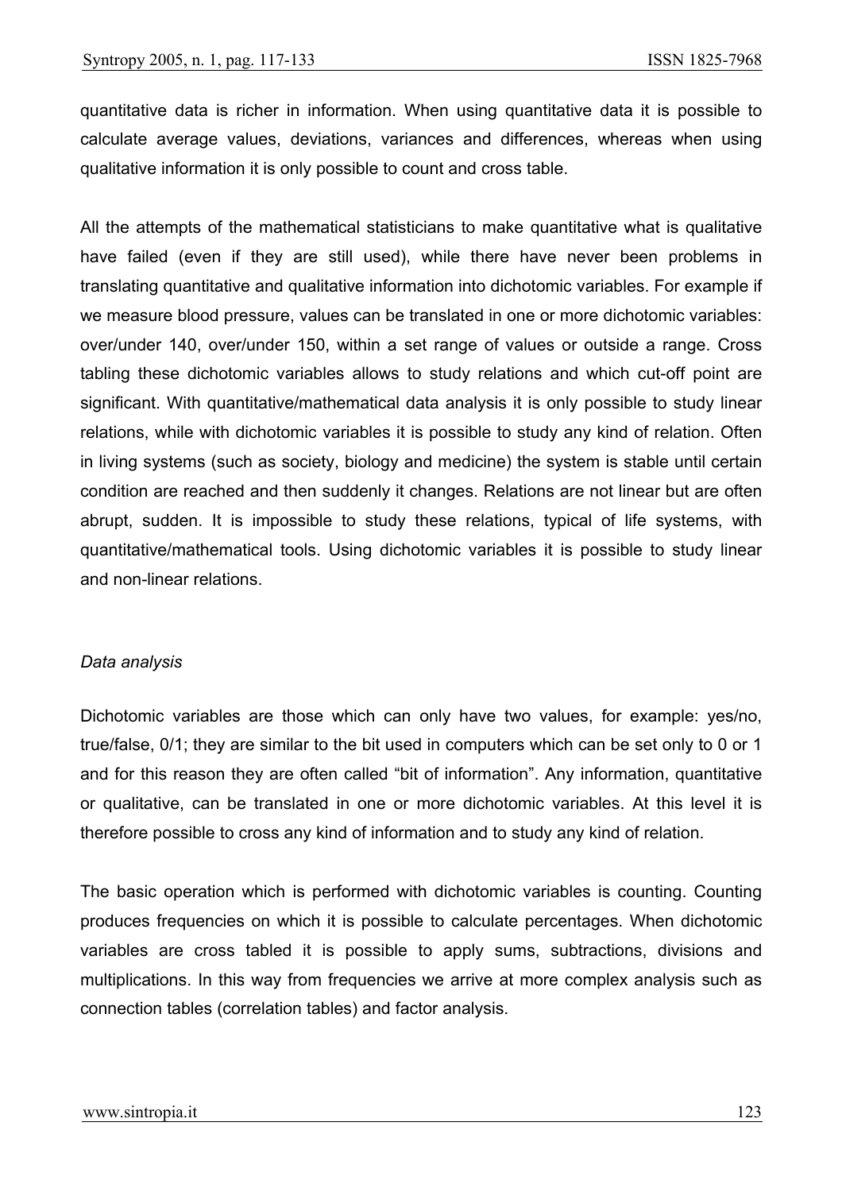quantitative data is richer in information. When using quantitative data it is possible to calculate average values, deviations, variances and differences, whereas when using qualitative information it is only possible to count and cross table.

All the attempts of the mathematical statisticians to make quantitative what is qualitative have failed (even if they are still used), while there have never been problems in translating quantitative and qualitative information into dichotomic variables. For example if we measure blood pressure, values can be translated in one or more dichotomic variables: over/under 140, over/under 150, within a set range of values or outside a range. Cross tabling these dichotomic variables allows to study relations and which cut-off point are significant. With quantitative/mathematical data analysis it is only possible to study linear relations, while with dichotomic variables it is possible to study any kind of relation. Often in living systems (such as society, biology and medicine) the system is stable until certain condition are reached and then suddenly it changes. Relations are not linear but are often abrupt, sudden. It is impossible to study these relations, typical of life systems, with quantitative/mathematical tools. Using dichotomic variables it is possible to study linear and non-linear relations.

*Data analysis*

Dichotomic variables are those which can only have two values, for example: yes/no, true/false, 0/1; they are similar to the bit used in computers which can be set only to 0 or 1 and for this reason they are often called “bit of information”. Any information, quantitative or qualitative, can be translated in one or more dichotomic variables. At this level it is therefore possible to cross any kind of information and to study any kind of relation.

The basic operation which is performed with dichotomic variables is counting. Counting produces frequencies on which it is possible to calculate percentages. When dichotomic variables are cross tabled it is possible to apply sums, subtractions, divisions and multiplications. In this way from frequencies we arrive at more complex analysis such as connection tables (correlation tables) and factor analysis.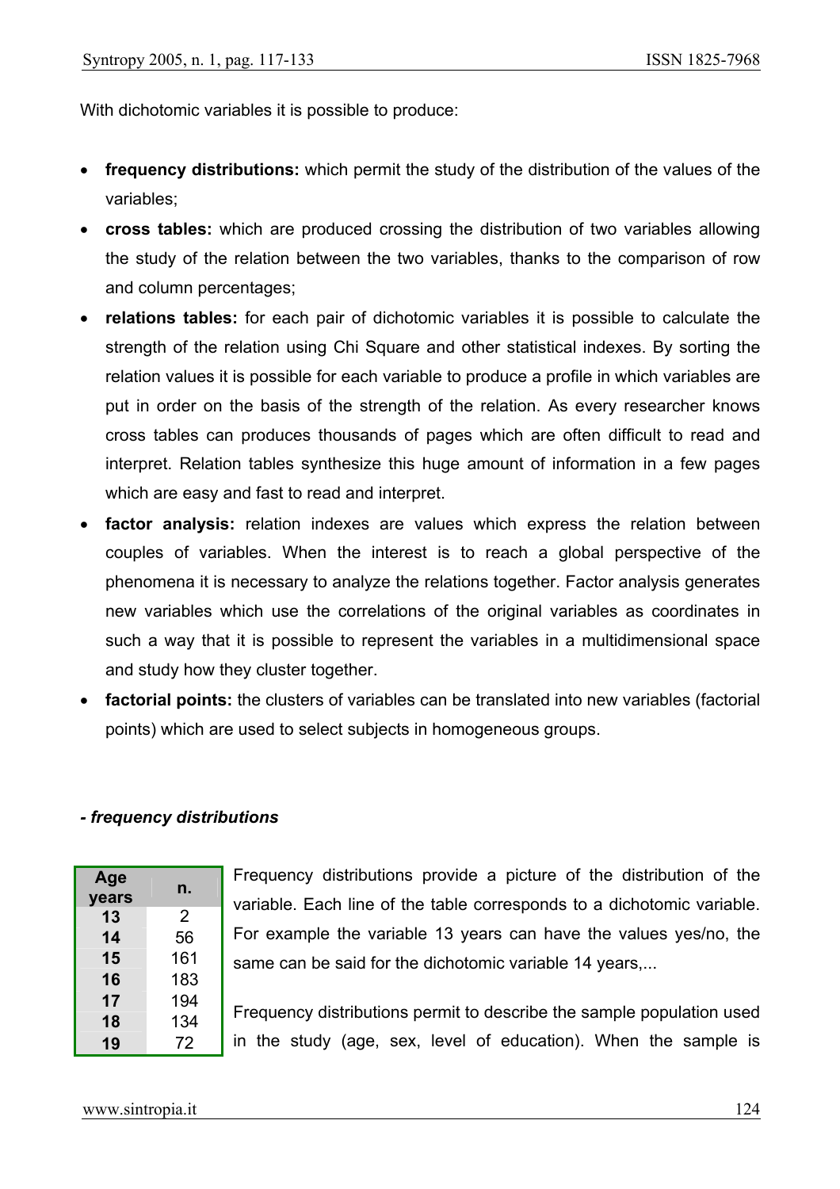With dichotomic variables it is possible to produce:

- **frequency distributions:** which permit the study of the distribution of the values of the variables;
- **cross tables:** which are produced crossing the distribution of two variables allowing the study of the relation between the two variables, thanks to the comparison of row and column percentages;
- **relations tables:** for each pair of dichotomic variables it is possible to calculate the strength of the relation using Chi Square and other statistical indexes. By sorting the relation values it is possible for each variable to produce a profile in which variables are put in order on the basis of the strength of the relation. As every researcher knows cross tables can produces thousands of pages which are often difficult to read and interpret. Relation tables synthesize this huge amount of information in a few pages which are easy and fast to read and interpret.
- **factor analysis:** relation indexes are values which express the relation between couples of variables. When the interest is to reach a global perspective of the phenomena it is necessary to analyze the relations together. Factor analysis generates new variables which use the correlations of the original variables as coordinates in such a way that it is possible to represent the variables in a multidimensional space and study how they cluster together.
- **factorial points:** the clusters of variables can be translated into new variables (factorial points) which are used to select subjects in homogeneous groups.

***- frequency distributions***

| Age years | n. |
|---|---|
| **13** | 2 |
| **14** | 56 |
| **15** | 161 |
| **16** | 183 |
| **17** | 194 |
| **18** | 134 |
| **19** | 72 |

Frequency distributions provide a picture of the distribution of the variable. Each line of the table corresponds to a dichotomic variable. For example the variable 13 years can have the values yes/no, the same can be said for the dichotomic variable 14 years,...

Frequency distributions permit to describe the sample population used in the study (age, sex, level of education). When the sample is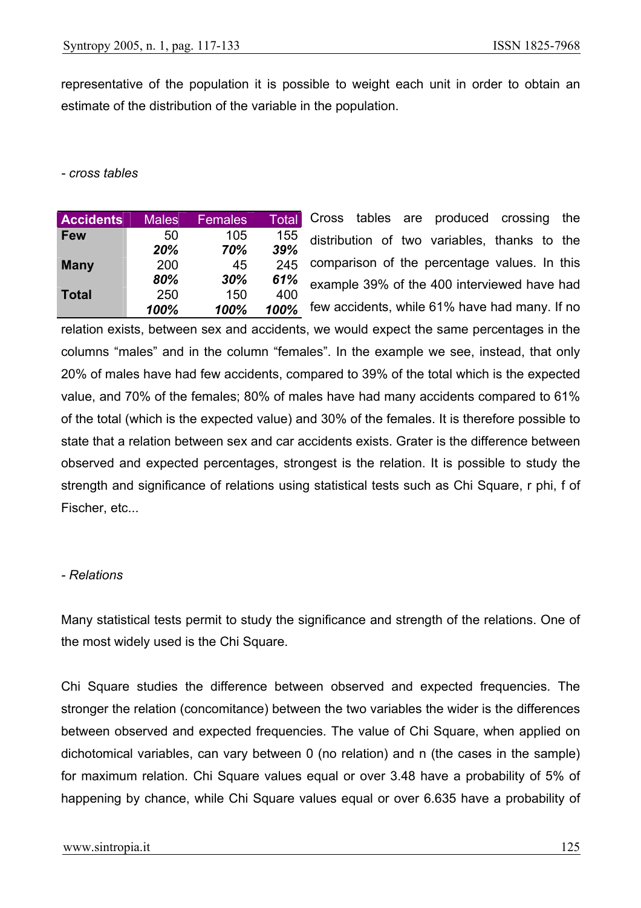representative of the population it is possible to weight each unit in order to obtain an estimate of the distribution of the variable in the population.

*- cross tables*

| Accidents | Males | Females | Total |
|---|---|---|---|
| **Few** | 50 | 105 | 155 |
| | ***20%*** | ***70%*** | ***39%*** |
| **Many** | 200 | 45 | 245 |
| | ***80%*** | ***30%*** | ***61%*** |
| **Total** | 250 | 150 | 400 |
| | ***100%*** | ***100%*** | ***100%*** |

Cross tables are produced crossing the distribution of two variables, thanks to the comparison of the percentage values. In this example 39% of the 400 interviewed have had few accidents, while 61% have had many. If no relation exists, between sex and accidents, we would expect the same percentages in the columns "males" and in the column "females". In the example we see, instead, that only 20% of males have had few accidents, compared to 39% of the total which is the expected value, and 70% of the females; 80% of males have had many accidents compared to 61% of the total (which is the expected value) and 30% of the females. It is therefore possible to state that a relation between sex and car accidents exists. Grater is the difference between observed and expected percentages, strongest is the relation. It is possible to study the strength and significance of relations using statistical tests such as Chi Square, r phi, f of Fischer, etc...

*- Relations*

Many statistical tests permit to study the significance and strength of the relations. One of the most widely used is the Chi Square.

Chi Square studies the difference between observed and expected frequencies. The stronger the relation (concomitance) between the two variables the wider is the differences between observed and expected frequencies. The value of Chi Square, when applied on dichotomical variables, can vary between 0 (no relation) and n (the cases in the sample) for maximum relation. Chi Square values equal or over 3.48 have a probability of 5% of happening by chance, while Chi Square values equal or over 6.635 have a probability of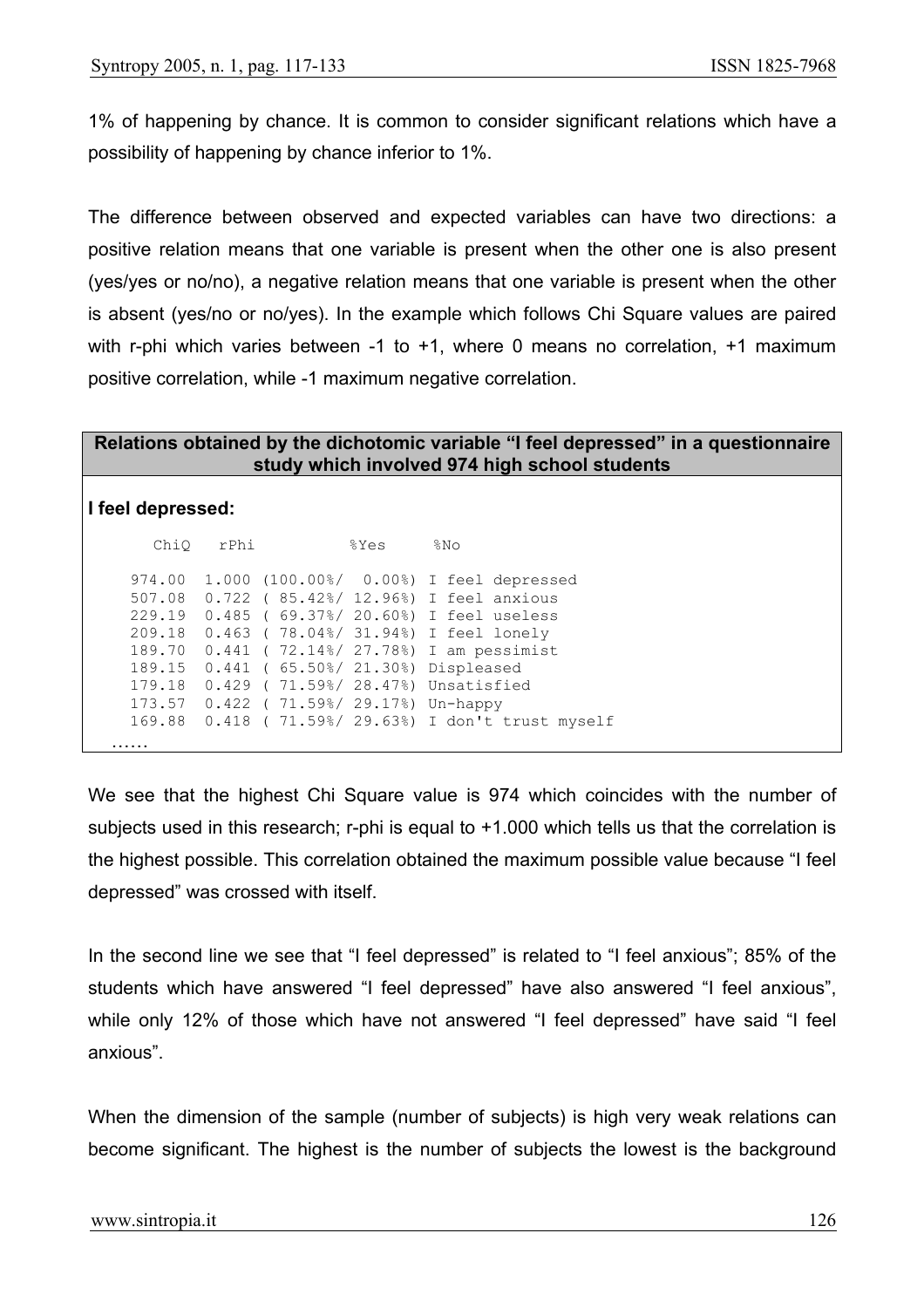1% of happening by chance. It is common to consider significant relations which have a possibility of happening by chance inferior to 1%.

The difference between observed and expected variables can have two directions: a positive relation means that one variable is present when the other one is also present (yes/yes or no/no), a negative relation means that one variable is present when the other is absent (yes/no or no/yes). In the example which follows Chi Square values are paired with r-phi which varies between -1 to +1, where 0 means no correlation, +1 maximum positive correlation, while -1 maximum negative correlation.

**Relations obtained by the dichotomic variable "I feel depressed" in a questionnaire study which involved 974 high school students**

**I feel depressed:**

```
  ChiQ   rPhi          %Yes     %No

974.00  1.000 (100.00%/  0.00%) I feel depressed
507.08  0.722 ( 85.42%/ 12.96%) I feel anxious
229.19  0.485 ( 69.37%/ 20.60%) I feel useless
209.18  0.463 ( 78.04%/ 31.94%) I feel lonely
189.70  0.441 ( 72.14%/ 27.78%) I am pessimist
189.15  0.441 ( 65.50%/ 21.30%) Displeased
179.18  0.429 ( 71.59%/ 28.47%) Unsatisfied
173.57  0.422 ( 71.59%/ 29.17%) Un-happy
169.88  0.418 ( 71.59%/ 29.63%) I don't trust myself
……
```

We see that the highest Chi Square value is 974 which coincides with the number of subjects used in this research; r-phi is equal to +1.000 which tells us that the correlation is the highest possible. This correlation obtained the maximum possible value because "I feel depressed" was crossed with itself.

In the second line we see that "I feel depressed" is related to "I feel anxious"; 85% of the students which have answered "I feel depressed" have also answered "I feel anxious", while only 12% of those which have not answered "I feel depressed" have said "I feel anxious".

When the dimension of the sample (number of subjects) is high very weak relations can become significant. The highest is the number of subjects the lowest is the background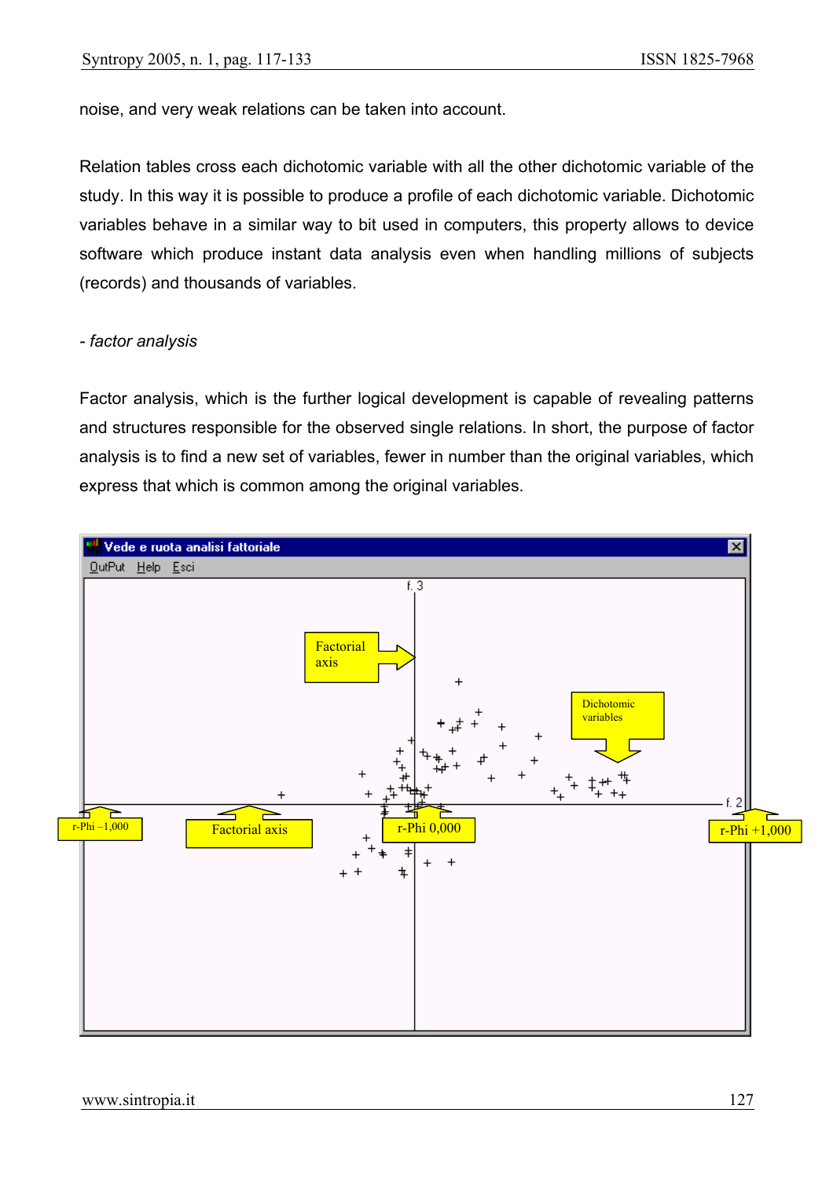noise, and very weak relations can be taken into account.

Relation tables cross each dichotomic variable with all the other dichotomic variable of the study. In this way it is possible to produce a profile of each dichotomic variable. Dichotomic variables behave in a similar way to bit used in computers, this property allows to device software which produce instant data analysis even when handling millions of subjects (records) and thousands of variables.

- *factor analysis*

Factor analysis, which is the further logical development is capable of revealing patterns and structures responsible for the observed single relations. In short, the purpose of factor analysis is to find a new set of variables, fewer in number than the original variables, which express that which is common among the original variables.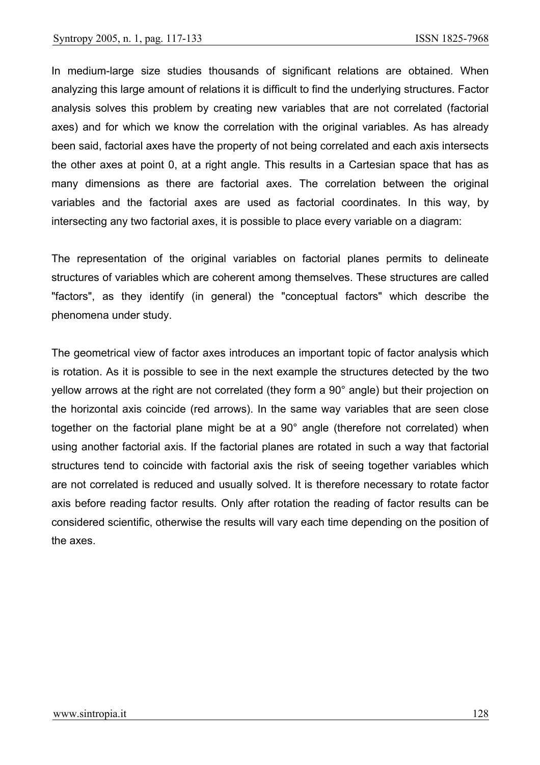In medium-large size studies thousands of significant relations are obtained. When analyzing this large amount of relations it is difficult to find the underlying structures. Factor analysis solves this problem by creating new variables that are not correlated (factorial axes) and for which we know the correlation with the original variables. As has already been said, factorial axes have the property of not being correlated and each axis intersects the other axes at point 0, at a right angle. This results in a Cartesian space that has as many dimensions as there are factorial axes. The correlation between the original variables and the factorial axes are used as factorial coordinates. In this way, by intersecting any two factorial axes, it is possible to place every variable on a diagram:

The representation of the original variables on factorial planes permits to delineate structures of variables which are coherent among themselves. These structures are called "factors", as they identify (in general) the "conceptual factors" which describe the phenomena under study.

The geometrical view of factor axes introduces an important topic of factor analysis which is rotation. As it is possible to see in the next example the structures detected by the two yellow arrows at the right are not correlated (they form a 90° angle) but their projection on the horizontal axis coincide (red arrows). In the same way variables that are seen close together on the factorial plane might be at a 90° angle (therefore not correlated) when using another factorial axis. If the factorial planes are rotated in such a way that factorial structures tend to coincide with factorial axis the risk of seeing together variables which are not correlated is reduced and usually solved. It is therefore necessary to rotate factor axis before reading factor results. Only after rotation the reading of factor results can be considered scientific, otherwise the results will vary each time depending on the position of the axes.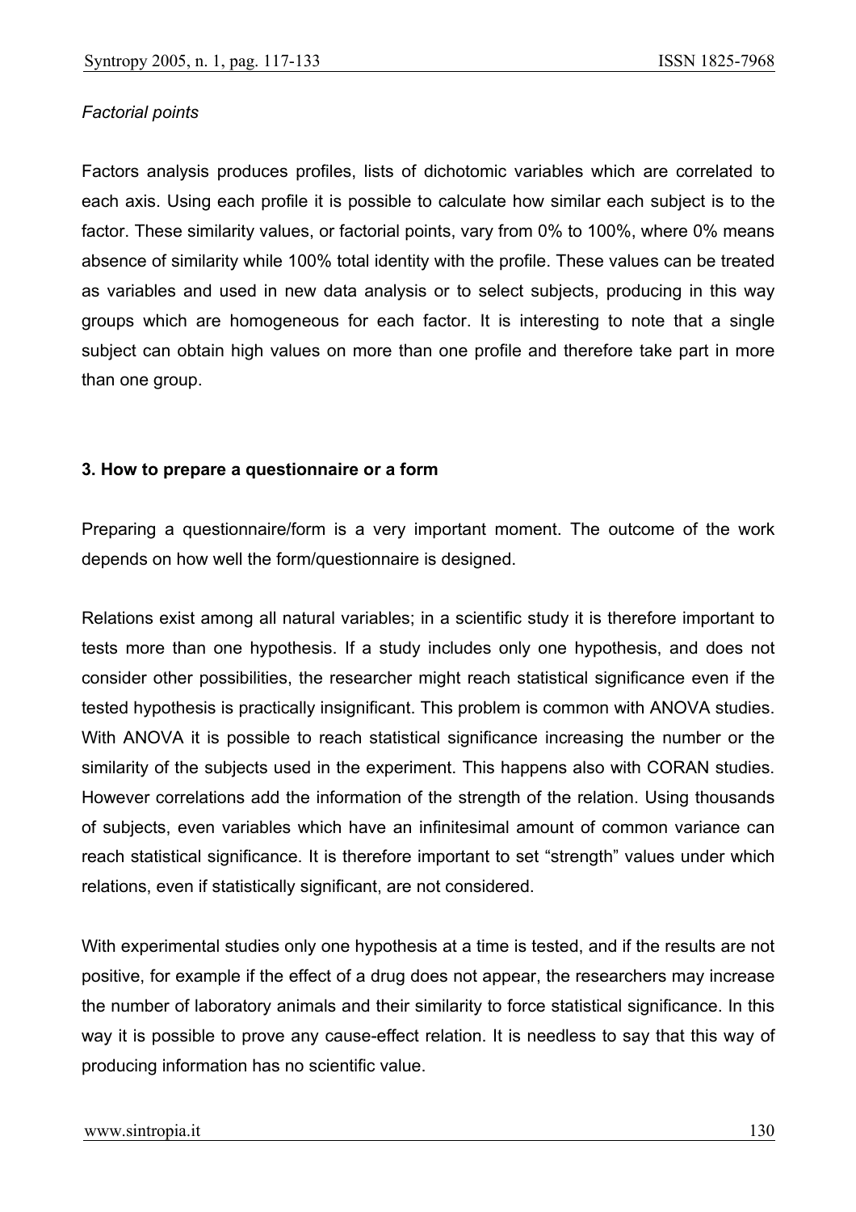*Factorial points*

Factors analysis produces profiles, lists of dichotomic variables which are correlated to each axis. Using each profile it is possible to calculate how similar each subject is to the factor. These similarity values, or factorial points, vary from 0% to 100%, where 0% means absence of similarity while 100% total identity with the profile. These values can be treated as variables and used in new data analysis or to select subjects, producing in this way groups which are homogeneous for each factor. It is interesting to note that a single subject can obtain high values on more than one profile and therefore take part in more than one group.

## 3. How to prepare a questionnaire or a form

Preparing a questionnaire/form is a very important moment. The outcome of the work depends on how well the form/questionnaire is designed.

Relations exist among all natural variables; in a scientific study it is therefore important to tests more than one hypothesis. If a study includes only one hypothesis, and does not consider other possibilities, the researcher might reach statistical significance even if the tested hypothesis is practically insignificant. This problem is common with ANOVA studies. With ANOVA it is possible to reach statistical significance increasing the number or the similarity of the subjects used in the experiment. This happens also with CORAN studies. However correlations add the information of the strength of the relation. Using thousands of subjects, even variables which have an infinitesimal amount of common variance can reach statistical significance. It is therefore important to set “strength” values under which relations, even if statistically significant, are not considered.

With experimental studies only one hypothesis at a time is tested, and if the results are not positive, for example if the effect of a drug does not appear, the researchers may increase the number of laboratory animals and their similarity to force statistical significance. In this way it is possible to prove any cause-effect relation. It is needless to say that this way of producing information has no scientific value.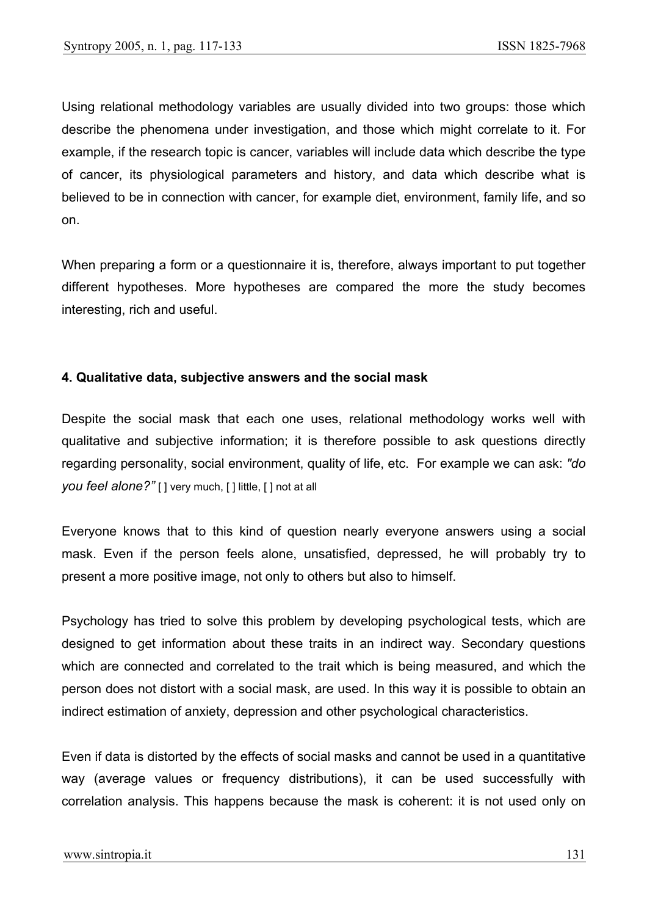Using relational methodology variables are usually divided into two groups: those which describe the phenomena under investigation, and those which might correlate to it. For example, if the research topic is cancer, variables will include data which describe the type of cancer, its physiological parameters and history, and data which describe what is believed to be in connection with cancer, for example diet, environment, family life, and so on.

When preparing a form or a questionnaire it is, therefore, always important to put together different hypotheses. More hypotheses are compared the more the study becomes interesting, rich and useful.

**4. Qualitative data, subjective answers and the social mask**

Despite the social mask that each one uses, relational methodology works well with qualitative and subjective information; it is therefore possible to ask questions directly regarding personality, social environment, quality of life, etc. For example we can ask: *"do you feel alone?"* [ ] very much, [ ] little, [ ] not at all

Everyone knows that to this kind of question nearly everyone answers using a social mask. Even if the person feels alone, unsatisfied, depressed, he will probably try to present a more positive image, not only to others but also to himself.

Psychology has tried to solve this problem by developing psychological tests, which are designed to get information about these traits in an indirect way. Secondary questions which are connected and correlated to the trait which is being measured, and which the person does not distort with a social mask, are used. In this way it is possible to obtain an indirect estimation of anxiety, depression and other psychological characteristics.

Even if data is distorted by the effects of social masks and cannot be used in a quantitative way (average values or frequency distributions), it can be used successfully with correlation analysis. This happens because the mask is coherent: it is not used only on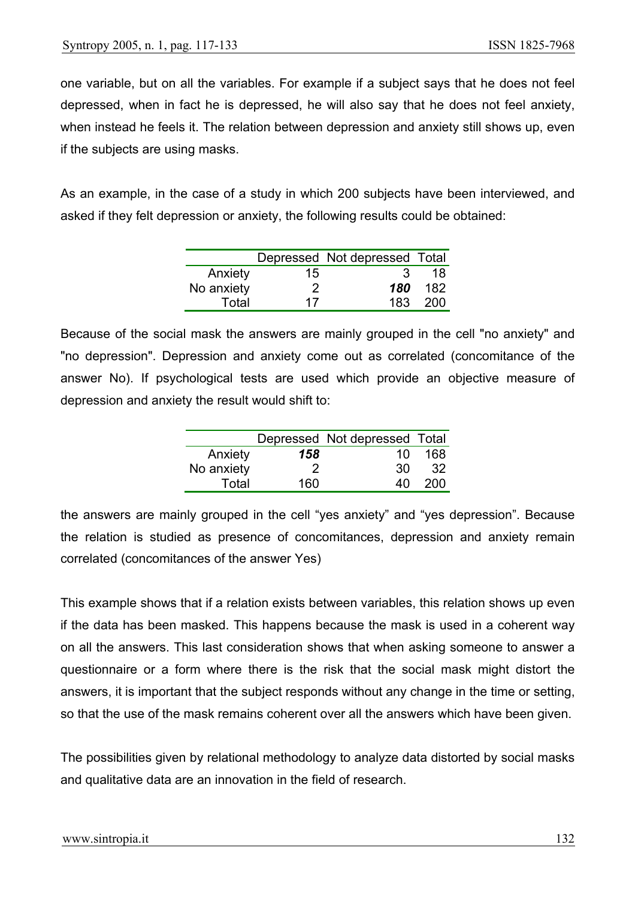one variable, but on all the variables. For example if a subject says that he does not feel depressed, when in fact he is depressed, he will also say that he does not feel anxiety, when instead he feels it. The relation between depression and anxiety still shows up, even if the subjects are using masks.

As an example, in the case of a study in which 200 subjects have been interviewed, and asked if they felt depression or anxiety, the following results could be obtained:

| | Depressed | Not depressed | Total |
|---|---|---|---|
| Anxiety | 15 | 3 | 18 |
| No anxiety | 2 | ***180*** | 182 |
| Total | 17 | 183 | 200 |

Because of the social mask the answers are mainly grouped in the cell "no anxiety" and "no depression". Depression and anxiety come out as correlated (concomitance of the answer No). If psychological tests are used which provide an objective measure of depression and anxiety the result would shift to:

| | Depressed | Not depressed | Total |
|---|---|---|---|
| Anxiety | ***158*** | 10 | 168 |
| No anxiety | 2 | 30 | 32 |
| Total | 160 | 40 | 200 |

the answers are mainly grouped in the cell "yes anxiety" and "yes depression". Because the relation is studied as presence of concomitances, depression and anxiety remain correlated (concomitances of the answer Yes)

This example shows that if a relation exists between variables, this relation shows up even if the data has been masked. This happens because the mask is used in a coherent way on all the answers. This last consideration shows that when asking someone to answer a questionnaire or a form where there is the risk that the social mask might distort the answers, it is important that the subject responds without any change in the time or setting, so that the use of the mask remains coherent over all the answers which have been given.

The possibilities given by relational methodology to analyze data distorted by social masks and qualitative data are an innovation in the field of research.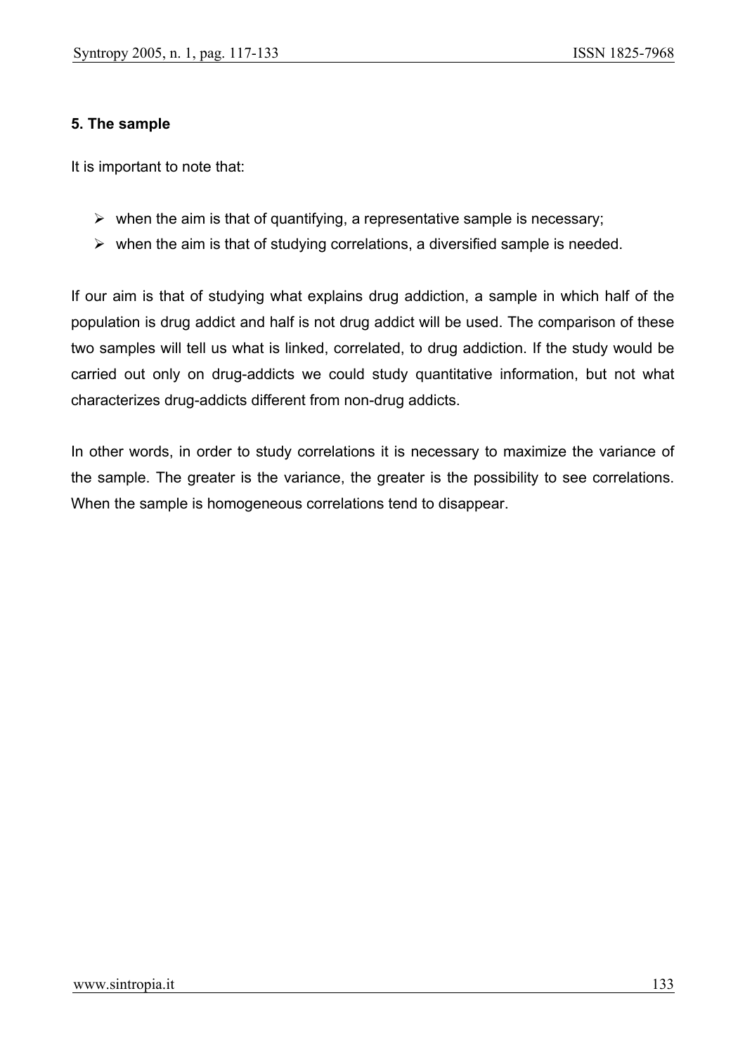### 5. The sample

It is important to note that:

- when the aim is that of quantifying, a representative sample is necessary;
- when the aim is that of studying correlations, a diversified sample is needed.

If our aim is that of studying what explains drug addiction, a sample in which half of the population is drug addict and half is not drug addict will be used. The comparison of these two samples will tell us what is linked, correlated, to drug addiction. If the study would be carried out only on drug-addicts we could study quantitative information, but not what characterizes drug-addicts different from non-drug addicts.

In other words, in order to study correlations it is necessary to maximize the variance of the sample. The greater is the variance, the greater is the possibility to see correlations. When the sample is homogeneous correlations tend to disappear.